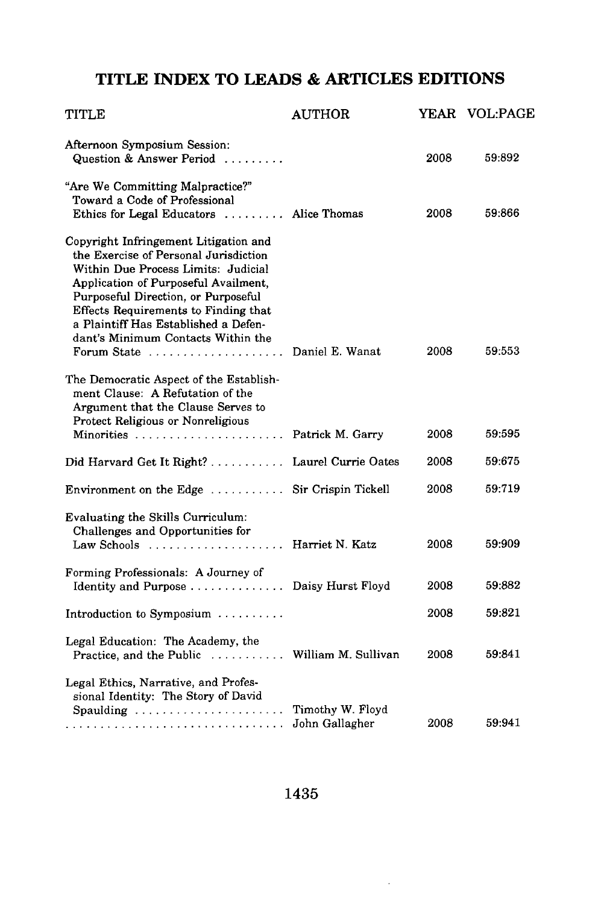# TITLE INDEX TO LEADS & ARTICLES EDITIONS

| TITLE | AUTHOR | YEAR | VOL:PAGE |
|---|---|---|---|
| Afternoon Symposium Session: Question & Answer Period | | 2008 | 59:892 |
| "Are We Committing Malpractice?" Toward a Code of Professional Ethics for Legal Educators | Alice Thomas | 2008 | 59:866 |
| Copyright Infringement Litigation and the Exercise of Personal Jurisdiction Within Due Process Limits: Judicial Application of Purposeful Availment, Purposeful Direction, or Purposeful Effects Requirements to Finding that a Plaintiff Has Established a Defendant's Minimum Contacts Within the Forum State | Daniel E. Wanat | 2008 | 59:553 |
| The Democratic Aspect of the Establishment Clause: A Refutation of the Argument that the Clause Serves to Protect Religious or Nonreligious Minorities | Patrick M. Garry | 2008 | 59:595 |
| Did Harvard Get It Right? | Laurel Currie Oates | 2008 | 59:675 |
| Environment on the Edge | Sir Crispin Tickell | 2008 | 59:719 |
| Evaluating the Skills Curriculum: Challenges and Opportunities for Law Schools | Harriet N. Katz | 2008 | 59:909 |
| Forming Professionals: A Journey of Identity and Purpose | Daisy Hurst Floyd | 2008 | 59:882 |
| Introduction to Symposium | | 2008 | 59:821 |
| Legal Education: The Academy, the Practice, and the Public | William M. Sullivan | 2008 | 59:841 |
| Legal Ethics, Narrative, and Professional Identity: The Story of David Spaulding | Timothy W. Floyd<br>John Gallagher | 2008 | 59:941 |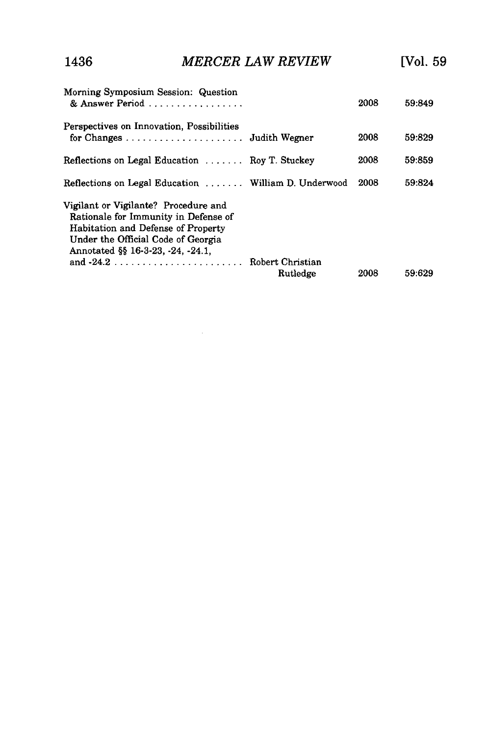| | | | |
|---|---|---|---|
| Morning Symposium Session: Question & Answer Period | | 2008 | 59:849 |
| Perspectives on Innovation, Possibilities for Changes | Judith Wegner | 2008 | 59:829 |
| Reflections on Legal Education | Roy T. Stuckey | 2008 | 59:859 |
| Reflections on Legal Education | William D. Underwood | 2008 | 59:824 |
| Vigilant or Vigilante? Procedure and Rationale for Immunity in Defense of Habitation and Defense of Property Under the Official Code of Georgia Annotated §§ 16-3-23, -24, -24.1, and -24.2 | Robert Christian Rutledge | 2008 | 59:629 |